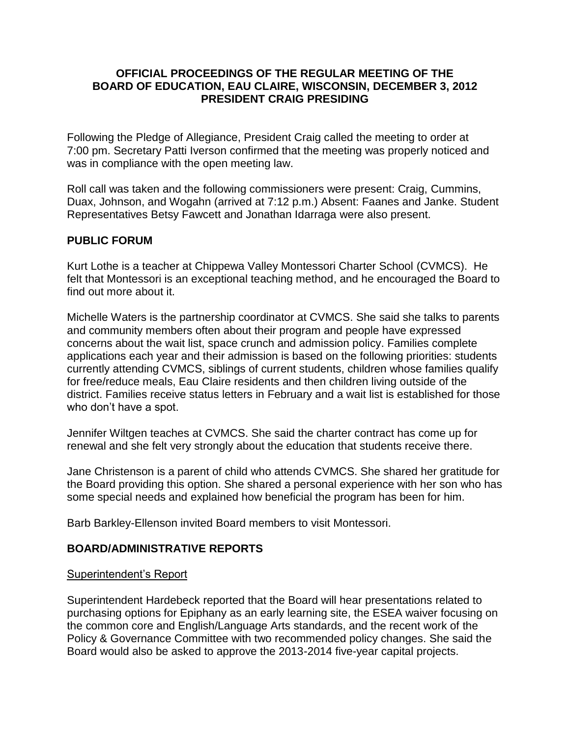# OFFICIAL PROCEEDINGS OF THE REGULAR MEETING OF THE BOARD OF EDUCATION, EAU CLAIRE, WISCONSIN, DECEMBER 3, 2012 PRESIDENT CRAIG PRESIDING

Following the Pledge of Allegiance, President Craig called the meeting to order at 7:00 pm. Secretary Patti Iverson confirmed that the meeting was properly noticed and was in compliance with the open meeting law.

Roll call was taken and the following commissioners were present: Craig, Cummins, Duax, Johnson, and Wogahn (arrived at 7:12 p.m.) Absent: Faanes and Janke. Student Representatives Betsy Fawcett and Jonathan Idarraga were also present.

## PUBLIC FORUM

Kurt Lothe is a teacher at Chippewa Valley Montessori Charter School (CVMCS). He felt that Montessori is an exceptional teaching method, and he encouraged the Board to find out more about it.

Michelle Waters is the partnership coordinator at CVMCS. She said she talks to parents and community members often about their program and people have expressed concerns about the wait list, space crunch and admission policy. Families complete applications each year and their admission is based on the following priorities: students currently attending CVMCS, siblings of current students, children whose families qualify for free/reduce meals, Eau Claire residents and then children living outside of the district. Families receive status letters in February and a wait list is established for those who don't have a spot.

Jennifer Wiltgen teaches at CVMCS. She said the charter contract has come up for renewal and she felt very strongly about the education that students receive there.

Jane Christenson is a parent of child who attends CVMCS. She shared her gratitude for the Board providing this option. She shared a personal experience with her son who has some special needs and explained how beneficial the program has been for him.

Barb Barkley-Ellenson invited Board members to visit Montessori.

## BOARD/ADMINISTRATIVE REPORTS

### Superintendent's Report

Superintendent Hardebeck reported that the Board will hear presentations related to purchasing options for Epiphany as an early learning site, the ESEA waiver focusing on the common core and English/Language Arts standards, and the recent work of the Policy & Governance Committee with two recommended policy changes. She said the Board would also be asked to approve the 2013-2014 five-year capital projects.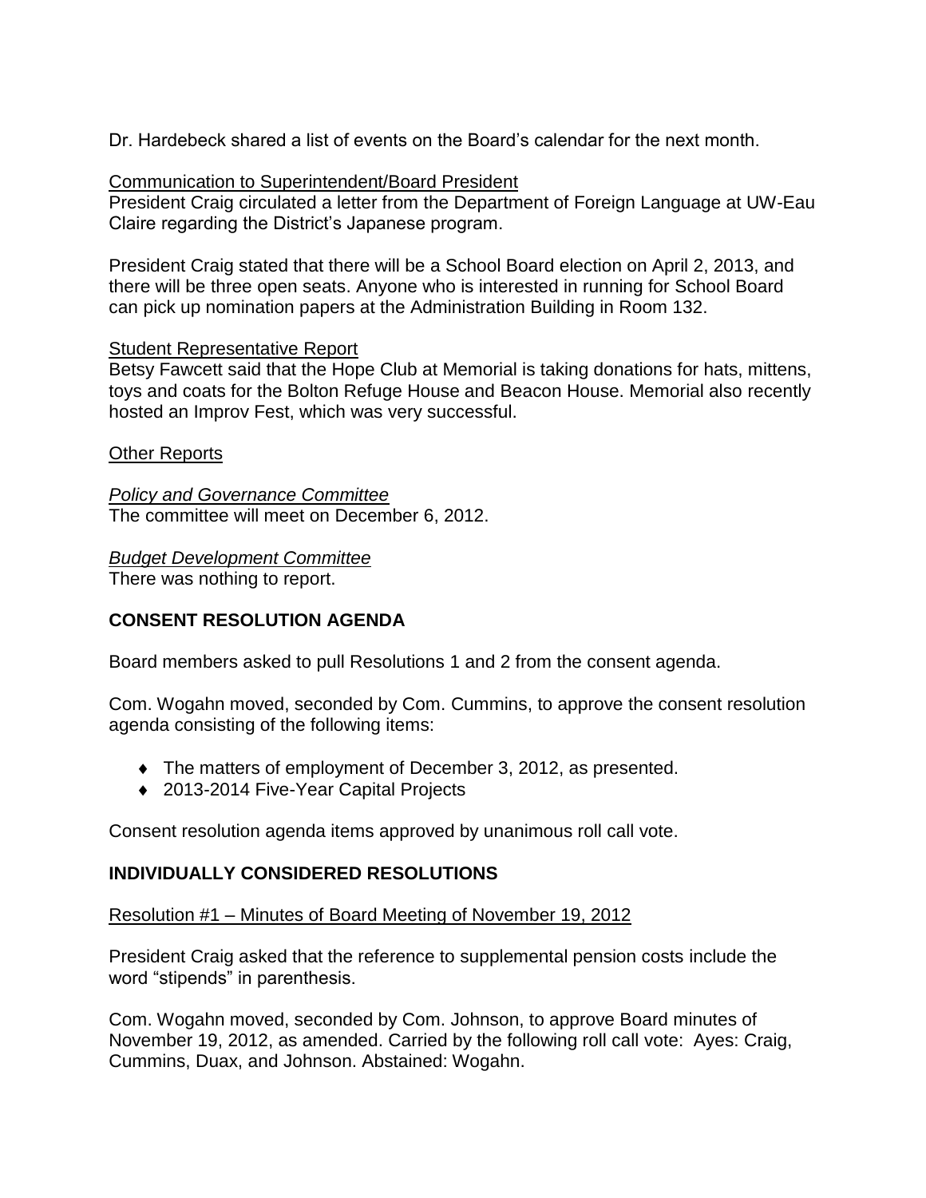Dr. Hardebeck shared a list of events on the Board's calendar for the next month.

Communication to Superintendent/Board President

President Craig circulated a letter from the Department of Foreign Language at UW-Eau Claire regarding the District's Japanese program.

President Craig stated that there will be a School Board election on April 2, 2013, and there will be three open seats. Anyone who is interested in running for School Board can pick up nomination papers at the Administration Building in Room 132.

Student Representative Report

Betsy Fawcett said that the Hope Club at Memorial is taking donations for hats, mittens, toys and coats for the Bolton Refuge House and Beacon House. Memorial also recently hosted an Improv Fest, which was very successful.

Other Reports

*Policy and Governance Committee*

The committee will meet on December 6, 2012.

*Budget Development Committee*

There was nothing to report.

## CONSENT RESOLUTION AGENDA

Board members asked to pull Resolutions 1 and 2 from the consent agenda.

Com. Wogahn moved, seconded by Com. Cummins, to approve the consent resolution agenda consisting of the following items:

- The matters of employment of December 3, 2012, as presented.
- 2013-2014 Five-Year Capital Projects

Consent resolution agenda items approved by unanimous roll call vote.

## INDIVIDUALLY CONSIDERED RESOLUTIONS

Resolution #1 – Minutes of Board Meeting of November 19, 2012

President Craig asked that the reference to supplemental pension costs include the word "stipends" in parenthesis.

Com. Wogahn moved, seconded by Com. Johnson, to approve Board minutes of November 19, 2012, as amended. Carried by the following roll call vote: Ayes: Craig, Cummins, Duax, and Johnson. Abstained: Wogahn.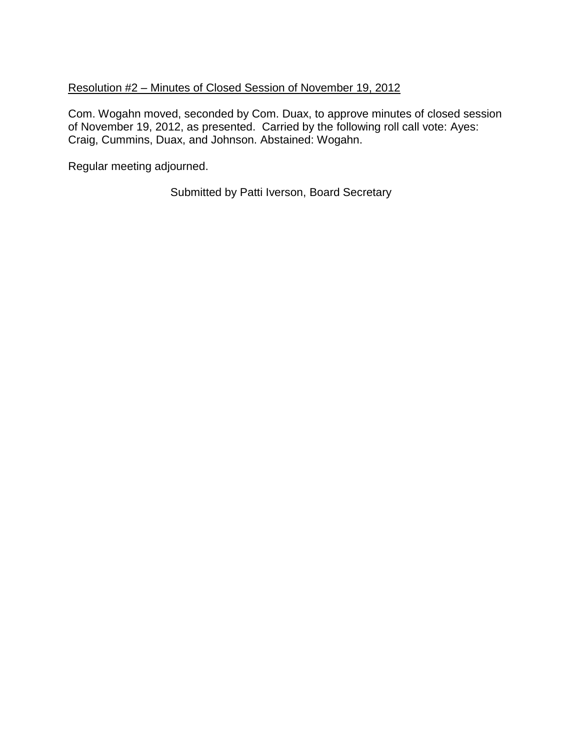<u>Resolution #2 – Minutes of Closed Session of November 19, 2012</u>

Com. Wogahn moved, seconded by Com. Duax, to approve minutes of closed session of November 19, 2012, as presented. Carried by the following roll call vote: Ayes: Craig, Cummins, Duax, and Johnson. Abstained: Wogahn.

Regular meeting adjourned.

Submitted by Patti Iverson, Board Secretary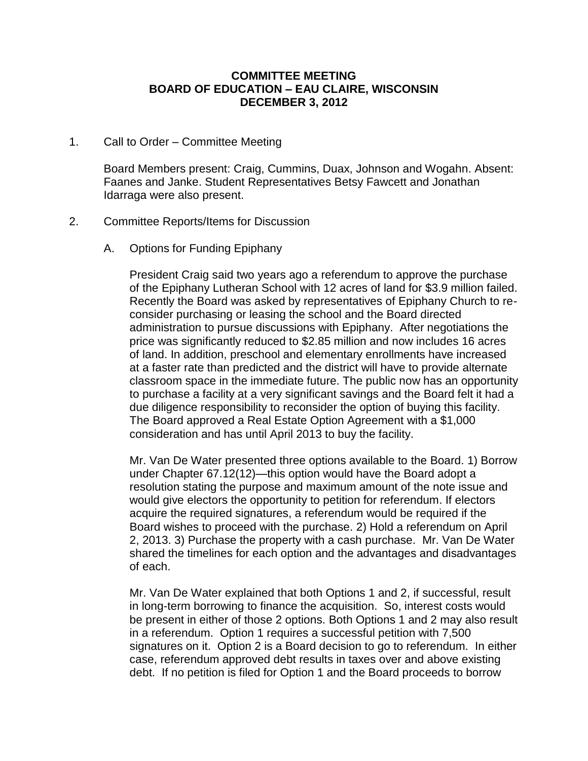**COMMITTEE MEETING**
**BOARD OF EDUCATION – EAU CLAIRE, WISCONSIN**
**DECEMBER 3, 2012**

1. Call to Order – Committee Meeting

   Board Members present: Craig, Cummins, Duax, Johnson and Wogahn. Absent: Faanes and Janke. Student Representatives Betsy Fawcett and Jonathan Idarraga were also present.

2. Committee Reports/Items for Discussion

   A. Options for Funding Epiphany

      President Craig said two years ago a referendum to approve the purchase of the Epiphany Lutheran School with 12 acres of land for $3.9 million failed. Recently the Board was asked by representatives of Epiphany Church to re-consider purchasing or leasing the school and the Board directed administration to pursue discussions with Epiphany. After negotiations the price was significantly reduced to $2.85 million and now includes 16 acres of land. In addition, preschool and elementary enrollments have increased at a faster rate than predicted and the district will have to provide alternate classroom space in the immediate future. The public now has an opportunity to purchase a facility at a very significant savings and the Board felt it had a due diligence responsibility to reconsider the option of buying this facility. The Board approved a Real Estate Option Agreement with a $1,000 consideration and has until April 2013 to buy the facility.

      Mr. Van De Water presented three options available to the Board. 1) Borrow under Chapter 67.12(12)—this option would have the Board adopt a resolution stating the purpose and maximum amount of the note issue and would give electors the opportunity to petition for referendum. If electors acquire the required signatures, a referendum would be required if the Board wishes to proceed with the purchase. 2) Hold a referendum on April 2, 2013. 3) Purchase the property with a cash purchase. Mr. Van De Water shared the timelines for each option and the advantages and disadvantages of each.

      Mr. Van De Water explained that both Options 1 and 2, if successful, result in long-term borrowing to finance the acquisition. So, interest costs would be present in either of those 2 options. Both Options 1 and 2 may also result in a referendum. Option 1 requires a successful petition with 7,500 signatures on it. Option 2 is a Board decision to go to referendum. In either case, referendum approved debt results in taxes over and above existing debt. If no petition is filed for Option 1 and the Board proceeds to borrow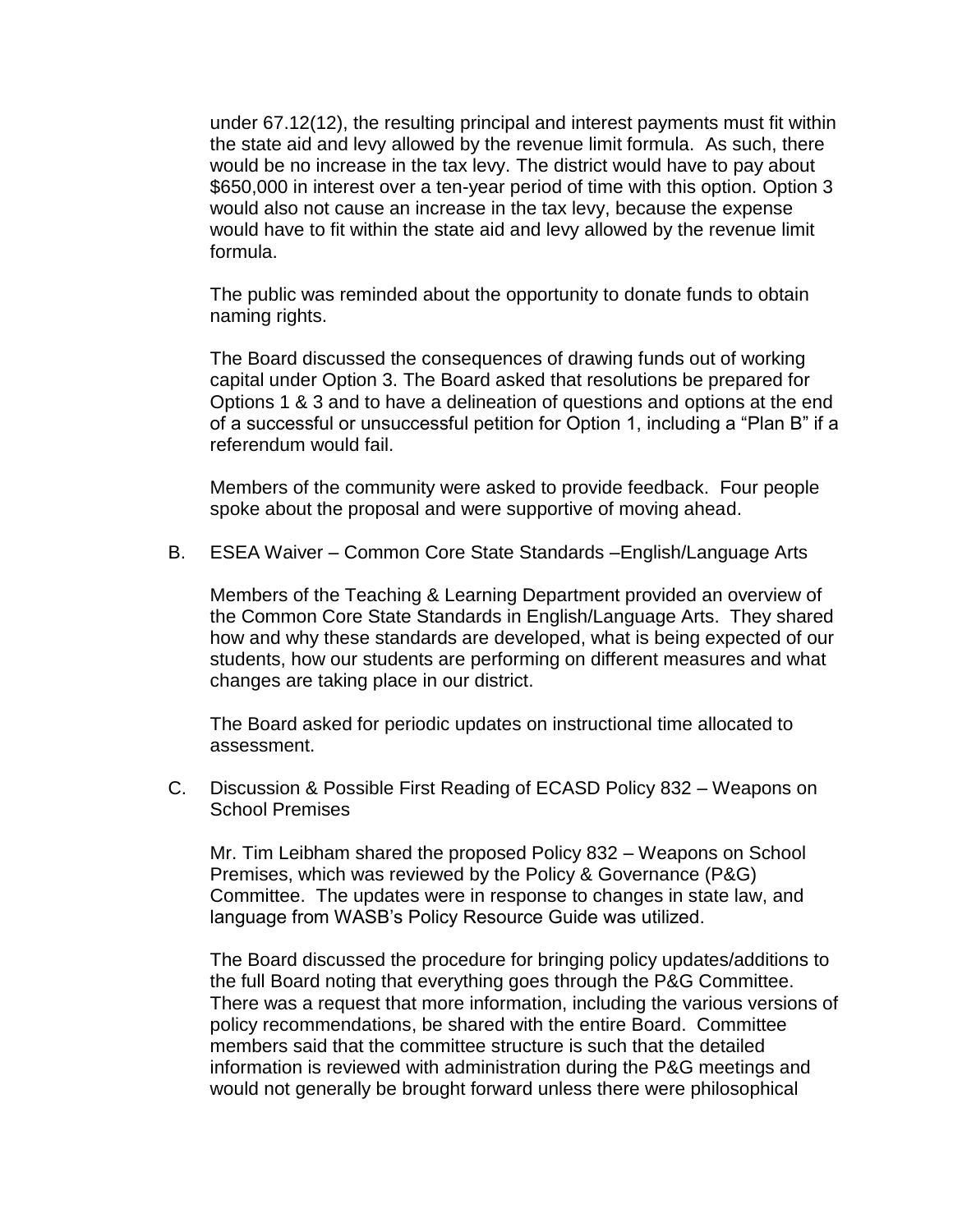under 67.12(12), the resulting principal and interest payments must fit within the state aid and levy allowed by the revenue limit formula. As such, there would be no increase in the tax levy. The district would have to pay about $650,000 in interest over a ten-year period of time with this option. Option 3 would also not cause an increase in the tax levy, because the expense would have to fit within the state aid and levy allowed by the revenue limit formula.

The public was reminded about the opportunity to donate funds to obtain naming rights.

The Board discussed the consequences of drawing funds out of working capital under Option 3. The Board asked that resolutions be prepared for Options 1 & 3 and to have a delineation of questions and options at the end of a successful or unsuccessful petition for Option 1, including a "Plan B" if a referendum would fail.

Members of the community were asked to provide feedback. Four people spoke about the proposal and were supportive of moving ahead.

B. ESEA Waiver – Common Core State Standards –English/Language Arts

Members of the Teaching & Learning Department provided an overview of the Common Core State Standards in English/Language Arts. They shared how and why these standards are developed, what is being expected of our students, how our students are performing on different measures and what changes are taking place in our district.

The Board asked for periodic updates on instructional time allocated to assessment.

C. Discussion & Possible First Reading of ECASD Policy 832 – Weapons on School Premises

Mr. Tim Leibham shared the proposed Policy 832 – Weapons on School Premises, which was reviewed by the Policy & Governance (P&G) Committee. The updates were in response to changes in state law, and language from WASB's Policy Resource Guide was utilized.

The Board discussed the procedure for bringing policy updates/additions to the full Board noting that everything goes through the P&G Committee. There was a request that more information, including the various versions of policy recommendations, be shared with the entire Board. Committee members said that the committee structure is such that the detailed information is reviewed with administration during the P&G meetings and would not generally be brought forward unless there were philosophical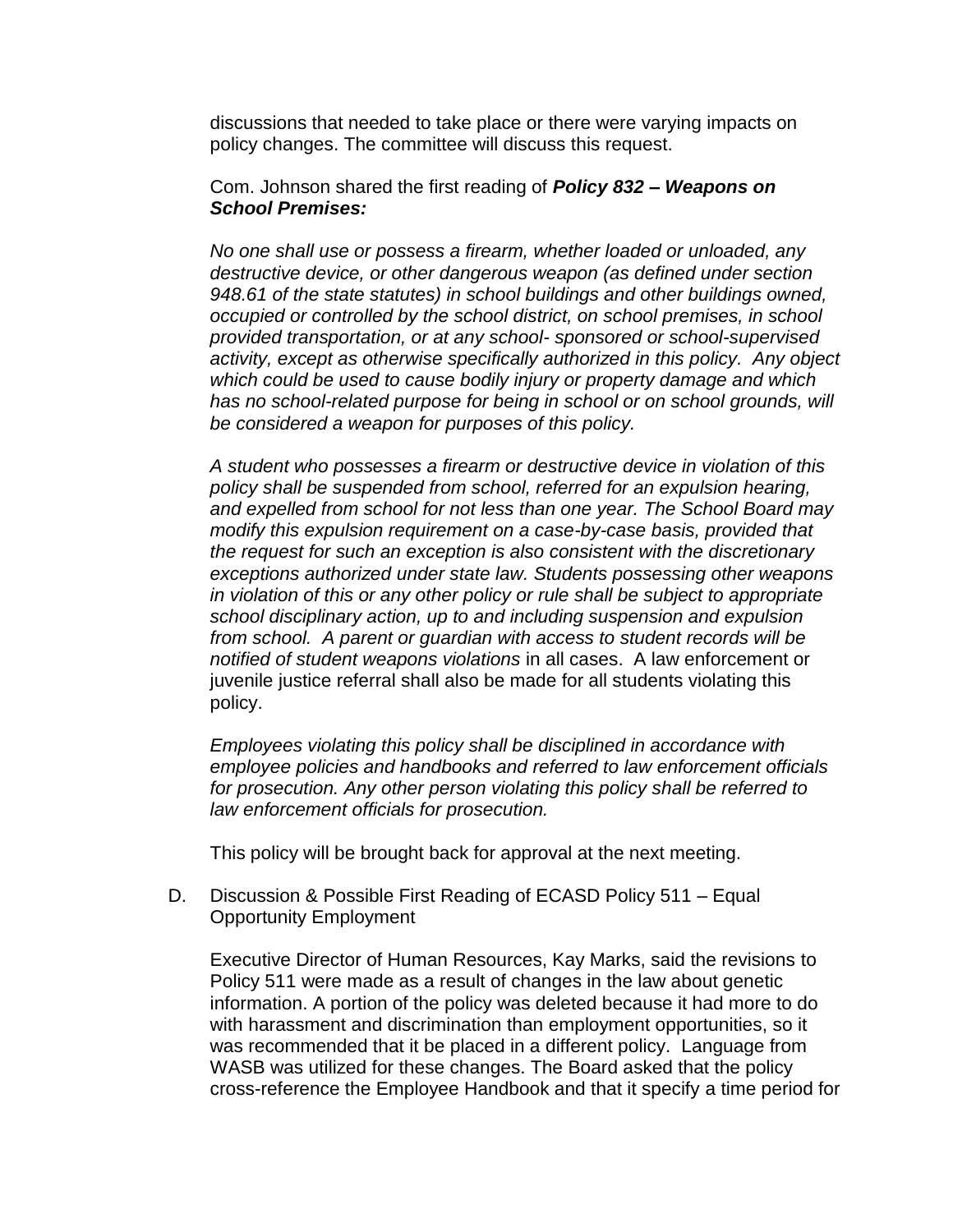discussions that needed to take place or there were varying impacts on policy changes. The committee will discuss this request.

Com. Johnson shared the first reading of ***Policy 832 – Weapons on School Premises:***

*No one shall use or possess a firearm, whether loaded or unloaded, any destructive device, or other dangerous weapon (as defined under section 948.61 of the state statutes) in school buildings and other buildings owned, occupied or controlled by the school district, on school premises, in school provided transportation, or at any school- sponsored or school-supervised activity, except as otherwise specifically authorized in this policy. Any object which could be used to cause bodily injury or property damage and which has no school-related purpose for being in school or on school grounds, will be considered a weapon for purposes of this policy.*

*A student who possesses a firearm or destructive device in violation of this policy shall be suspended from school, referred for an expulsion hearing, and expelled from school for not less than one year. The School Board may modify this expulsion requirement on a case-by-case basis, provided that the request for such an exception is also consistent with the discretionary exceptions authorized under state law. Students possessing other weapons in violation of this or any other policy or rule shall be subject to appropriate school disciplinary action, up to and including suspension and expulsion from school. A parent or guardian with access to student records will be notified of student weapons violations* in all cases. A law enforcement or juvenile justice referral shall also be made for all students violating this policy.

*Employees violating this policy shall be disciplined in accordance with employee policies and handbooks and referred to law enforcement officials for prosecution. Any other person violating this policy shall be referred to law enforcement officials for prosecution.*

This policy will be brought back for approval at the next meeting.

D. Discussion & Possible First Reading of ECASD Policy 511 – Equal Opportunity Employment

Executive Director of Human Resources, Kay Marks, said the revisions to Policy 511 were made as a result of changes in the law about genetic information. A portion of the policy was deleted because it had more to do with harassment and discrimination than employment opportunities, so it was recommended that it be placed in a different policy. Language from WASB was utilized for these changes. The Board asked that the policy cross-reference the Employee Handbook and that it specify a time period for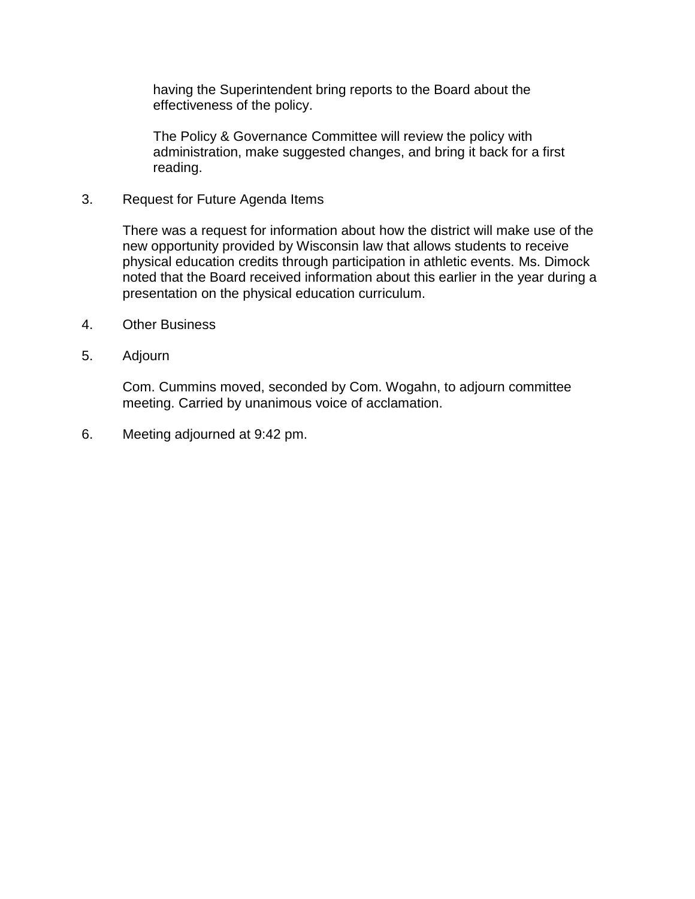having the Superintendent bring reports to the Board about the effectiveness of the policy.

The Policy & Governance Committee will review the policy with administration, make suggested changes, and bring it back for a first reading.

3. Request for Future Agenda Items

   There was a request for information about how the district will make use of the new opportunity provided by Wisconsin law that allows students to receive physical education credits through participation in athletic events. Ms. Dimock noted that the Board received information about this earlier in the year during a presentation on the physical education curriculum.

4. Other Business

5. Adjourn

   Com. Cummins moved, seconded by Com. Wogahn, to adjourn committee meeting. Carried by unanimous voice of acclamation.

6. Meeting adjourned at 9:42 pm.